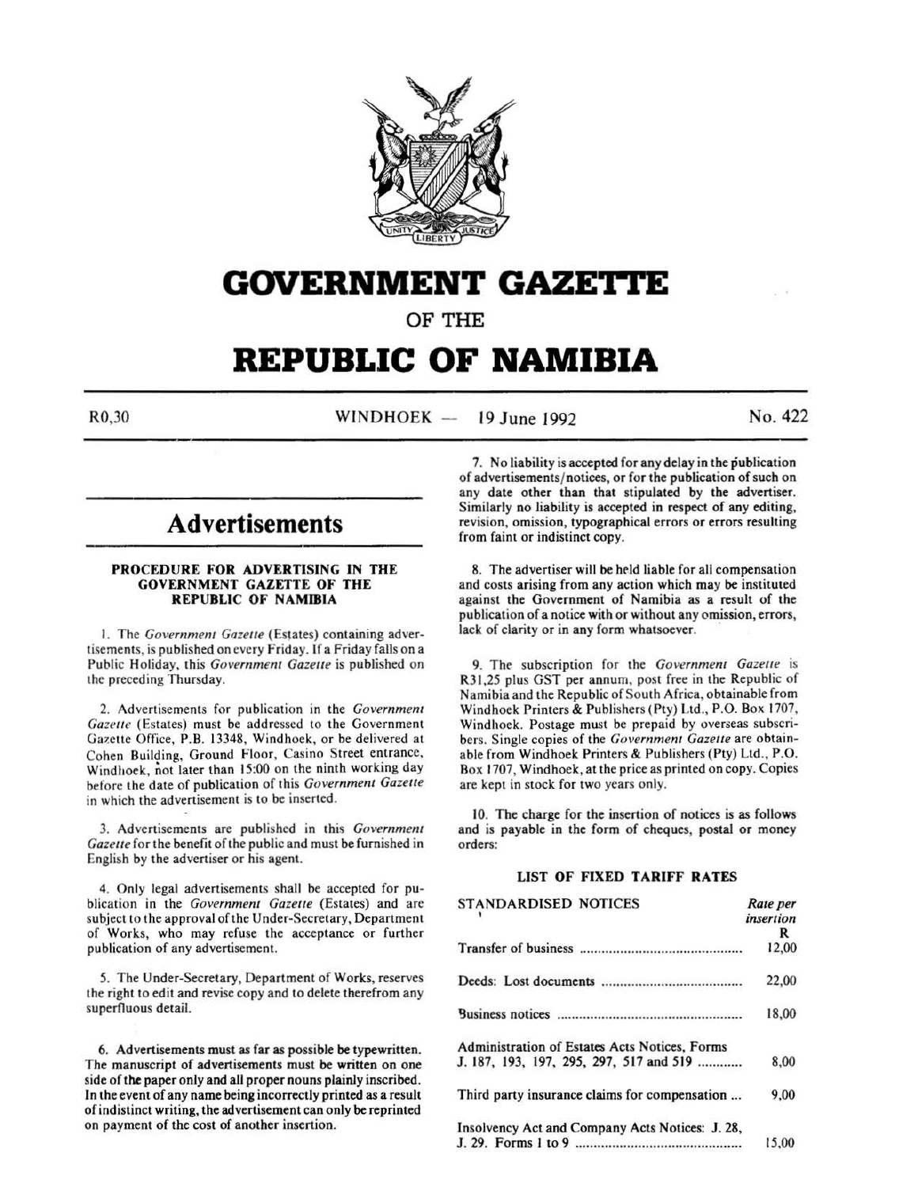# GOVERNMENT GAZETTE

OF THE

# REPUBLIC OF NAMIBIA

R0,30 WINDHOEK — 19 June 1992 No. 422

## Advertisements

### PROCEDURE FOR ADVERTISING IN THE GOVERNMENT GAZETTE OF THE REPUBLIC OF NAMIBIA

1. The *Government Gazette* (Estates) containing advertisements, is published on every Friday. If a Friday falls on a Public Holiday, this *Government Gazette* is published on the preceding Thursday.

2. Advertisements for publication in the *Government Gazette* (Estates) must be addressed to the Government Gazette Office, P.B. 13348, Windhoek, or be delivered at Cohen Building, Ground Floor, Casino Street entrance, Windhoek, not later than 15:00 on the ninth working day before the date of publication of this *Government Gazette* in which the advertisement is to be inserted.

3. Advertisements are published in this *Government Gazette* for the benefit of the public and must be furnished in English by the advertiser or his agent.

4. Only legal advertisements shall be accepted for publication in the *Government Gazette* (Estates) and are subject to the approval of the Under-Secretary, Department of Works, who may refuse the acceptance or further publication of any advertisement.

5. The Under-Secretary, Department of Works, reserves the right to edit and revise copy and to delete therefrom any superfluous detail.

6. Advertisements must as far as possible be typewritten. The manuscript of advertisements must be written on one side of the paper only and all proper nouns plainly inscribed. In the event of any name being incorrectly printed as a result of indistinct writing, the advertisement can only be reprinted on payment of the cost of another insertion.

7. No liability is accepted for any delay in the publication of advertisements/notices, or for the publication of such on any date other than that stipulated by the advertiser. Similarly no liability is accepted in respect of any editing, revision, omission, typographical errors or errors resulting from faint or indistinct copy.

8. The advertiser will be held liable for all compensation and costs arising from any action which may be instituted against the Government of Namibia as a result of the publication of a notice with or without any omission, errors, lack of clarity or in any form whatsoever.

9. The subscription for the *Government Gazette* is R31,25 plus GST per annum, post free in the Republic of Namibia and the Republic of South Africa, obtainable from Windhoek Printers & Publishers (Pty) Ltd., P.O. Box 1707, Windhoek. Postage must be prepaid by overseas subscribers. Single copies of the *Government Gazette* are obtainable from Windhoek Printers & Publishers (Pty) Ltd., P.O. Box 1707, Windhoek, at the price as printed on copy. Copies are kept in stock for two years only.

10. The charge for the insertion of notices is as follows and is payable in the form of cheques, postal or money orders:

### LIST OF FIXED TARIFF RATES

| STANDARDISED NOTICES | *Rate per insertion* R |
|---|---|
| Transfer of business | 12,00 |
| Deeds: Lost documents | 22,00 |
| Business notices | 18,00 |
| Administration of Estates Acts Notices, Forms J. 187, 193, 197, 295, 297, 517 and 519 | 8,00 |
| Third party insurance claims for compensation | 9,00 |
| Insolvency Act and Company Acts Notices: J. 28, J. 29. Forms 1 to 9 | 15,00 |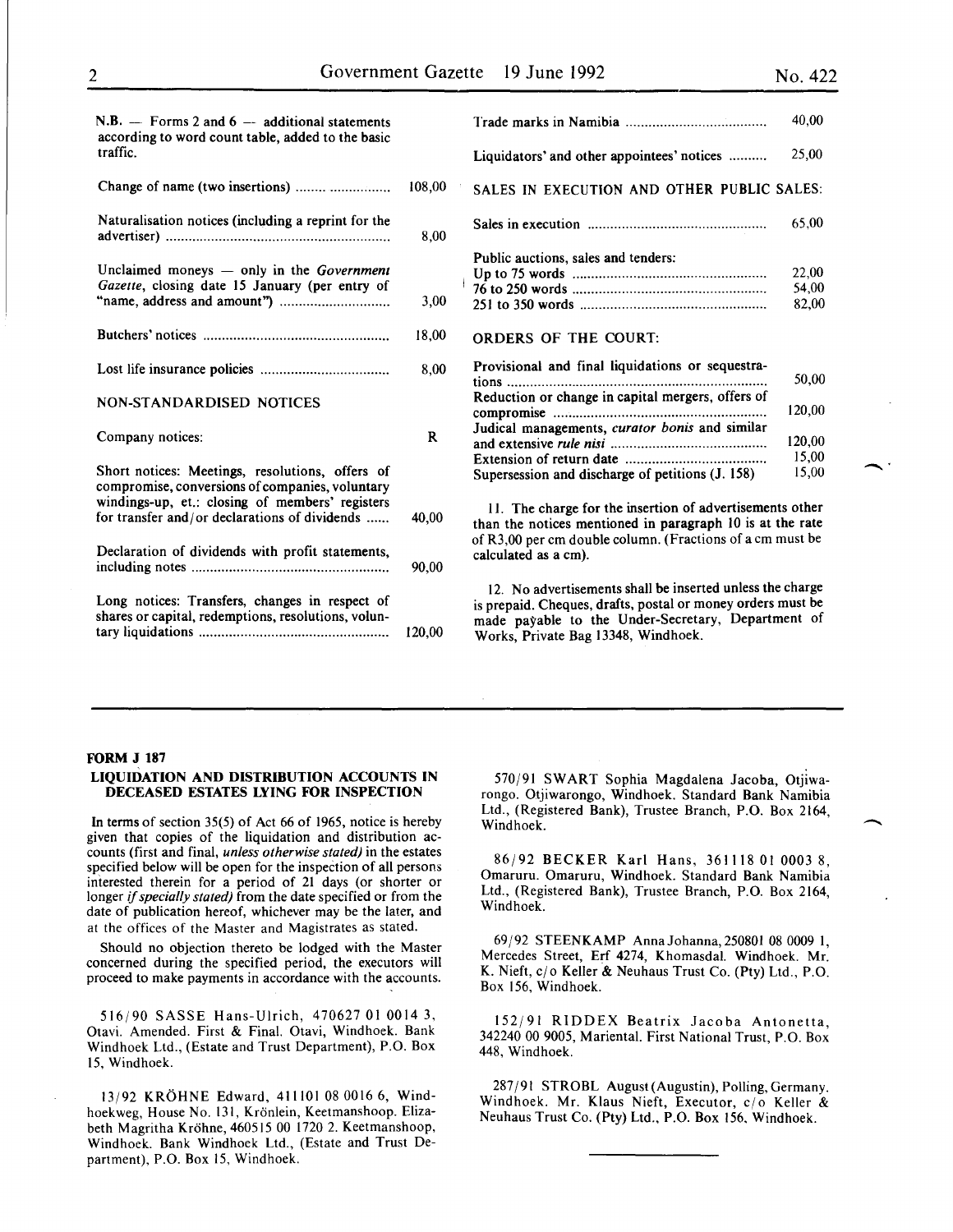N.B. — Forms 2 and 6 — additional statements according to word count table, added to the basic traffic.

| | |
|---|---|
| Change of name (two insertions) | 108,00 |
| Naturalisation notices (including a reprint for the advertiser) | 8,00 |
| Unclaimed moneys — only in the *Government Gazette*, closing date 15 January (per entry of "name, address and amount") | 3,00 |
| Butchers' notices | 18,00 |
| Lost life insurance policies | 8,00 |

NON-STANDARDISED NOTICES

| | |
|---|---|
| Company notices: | R |
| Short notices: Meetings, resolutions, offers of compromise, conversions of companies, voluntary windings-up, et.: closing of members' registers for transfer and/or declarations of dividends | 40,00 |
| Declaration of dividends with profit statements, including notes | 90,00 |
| Long notices: Transfers, changes in respect of shares or capital, redemptions, resolutions, voluntary liquidations | 120,00 |
| Trade marks in Namibia | 40,00 |
| Liquidators' and other appointees' notices | 25,00 |

SALES IN EXECUTION AND OTHER PUBLIC SALES:

| | |
|---|---|
| Sales in execution | 65,00 |
| Public auctions, sales and tenders: | |
| Up to 75 words | 22,00 |
| 76 to 250 words | 54,00 |
| 251 to 350 words | 82,00 |

ORDERS OF THE COURT:

| | |
|---|---|
| Provisional and final liquidations or sequestrations | 50,00 |
| Reduction or change in capital mergers, offers of compromise | 120,00 |
| Judical managements, *curator bonis* and similar and extensive *rule nisi* | 120,00 |
| Extension of return date | 15,00 |
| Supersession and discharge of petitions (J. 158) | 15,00 |

11. The charge for the insertion of advertisements other than the notices mentioned in paragraph 10 is at the rate of R3,00 per cm double column. (Fractions of a cm must be calculated as a cm).

12. No advertisements shall be inserted unless the charge is prepaid. Cheques, drafts, postal or money orders must be made payable to the Under-Secretary, Department of Works, Private Bag 13348, Windhoek.

---

**FORM J 187**

## LIQUIDATION AND DISTRIBUTION ACCOUNTS IN DECEASED ESTATES LYING FOR INSPECTION

In terms of section 35(5) of Act 66 of 1965, notice is hereby given that copies of the liquidation and distribution accounts (first and final, *unless otherwise stated)* in the estates specified below will be open for the inspection of all persons interested therein for a period of 21 days (or shorter or longer *if specially stated)* from the date specified or from the date of publication hereof, whichever may be the later, and at the offices of the Master and Magistrates as stated.

Should no objection thereto be lodged with the Master concerned during the specified period, the executors will proceed to make payments in accordance with the accounts.

516/90 SASSE Hans-Ulrich, 470627 01 0014 3, Otavi. Amended. First & Final. Otavi, Windhoek. Bank Windhoek Ltd., (Estate and Trust Department), P.O. Box 15, Windhoek.

13/92 KRÖHNE Edward, 411101 08 0016 6, Windhoekweg, House No. 131, Krönlein, Keetmanshoop. Elizabeth Magritha Kröhne, 460515 00 1720 2. Keetmanshoop, Windhoek. Bank Windhoek Ltd., (Estate and Trust Department), P.O. Box 15, Windhoek.

570/91 SWART Sophia Magdalena Jacoba, Otjiwarongo. Otjiwarongo, Windhoek. Standard Bank Namibia Ltd., (Registered Bank), Trustee Branch, P.O. Box 2164, Windhoek.

86/92 BECKER Karl Hans, 361118 01 0003 8, Omaruru. Omaruru, Windhoek. Standard Bank Namibia Ltd., (Registered Bank), Trustee Branch, P.O. Box 2164, Windhoek.

69/92 STEENKAMP Anna Johanna, 250801 08 0009 1, Mercedes Street, Erf 4274, Khomasdal. Windhoek. Mr. K. Nieft, c/o Keller & Neuhaus Trust Co. (Pty) Ltd., P.O. Box 156, Windhoek.

152/91 RIDDEX Beatrix Jacoba Antonetta, 342240 00 9005, Mariental. First National Trust, P.O. Box 448, Windhoek.

287/91 STROBL August (Augustin), Polling, Germany. Windhoek. Mr. Klaus Nieft, Executor, c/o Keller & Neuhaus Trust Co. (Pty) Ltd., P.O. Box 156, Windhoek.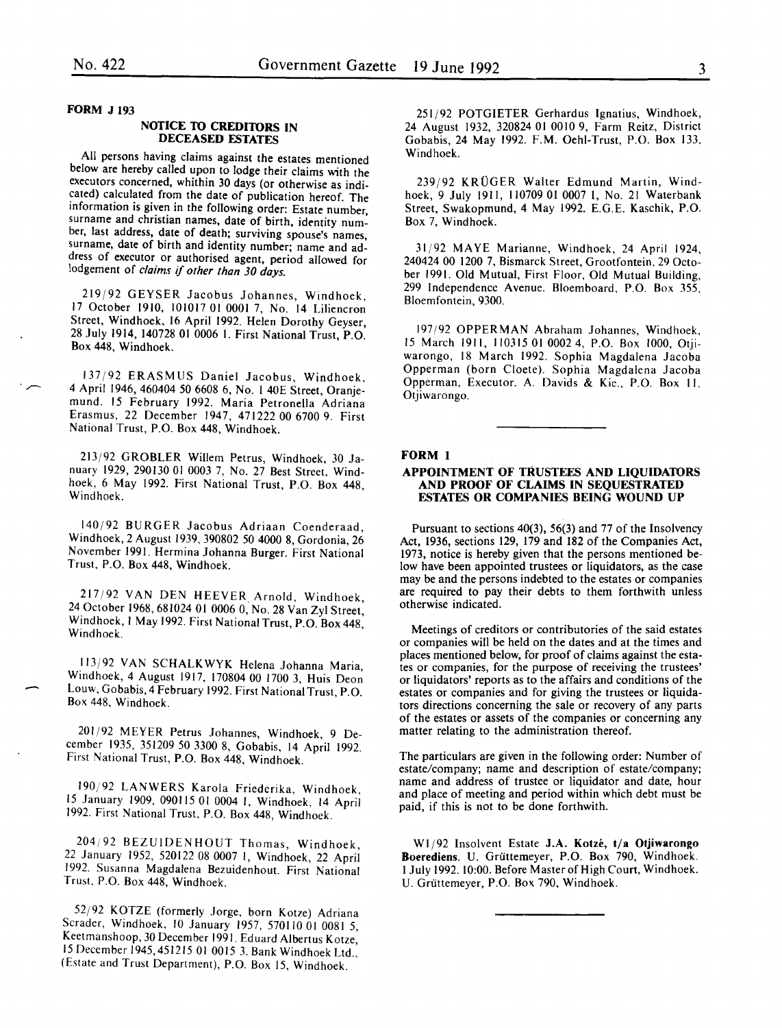**FORM J 193**

**NOTICE TO CREDITORS IN DECEASED ESTATES**

All persons having claims against the estates mentioned below are hereby called upon to lodge their claims with the executors concerned, whithin 30 days (or otherwise as indicated) calculated from the date of publication hereof. The information is given in the following order: Estate number, surname and christian names, date of birth, identity number, last address, date of death; surviving spouse's names, surname, date of birth and identity number; name and address of executor or authorised agent, period allowed for lodgement of *claims if other than 30 days.*

219/92 GEYSER Jacobus Johannes, Windhoek, 17 October 1910, 101017 01 0001 7, No. 14 Liliencron Street, Windhoek, 16 April 1992. Helen Dorothy Geyser, 28 July 1914, 140728 01 0006 1. First National Trust, P.O. Box 448, Windhoek.

137/92 ERASMUS Daniel Jacobus, Windhoek, 4 April 1946, 460404 50 6608 6, No. 1 40E Street, Oranjemund. 15 February 1992. Maria Petronella Adriana Erasmus, 22 December 1947, 471222 00 6700 9. First National Trust, P.O. Box 448, Windhoek.

213/92 GROBLER Willem Petrus, Windhoek, 30 January 1929, 290130 01 0003 7, No. 27 Best Street, Windhoek, 6 May 1992. First National Trust, P.O. Box 448, Windhoek.

140/92 BURGER Jacobus Adriaan Coenderaad, Windhoek, 2 August 1939, 390802 50 4000 8, Gordonia, 26 November 1991. Hermina Johanna Burger. First National Trust, P.O. Box 448, Windhoek.

217/92 VAN DEN HEEVER Arnold, Windhoek, 24 October 1968, 681024 01 0006 0, No. 28 Van Zyl Street, Windhoek, 1 May 1992. First National Trust, P.O. Box 448, Windhoek.

113/92 VAN SCHALKWYK Helena Johanna Maria, Windhoek, 4 August 1917, 170804 00 1700 3, Huis Deon Louw, Gobabis, 4 February 1992. First National Trust, P.O. Box 448, Windhoek.

201/92 MEYER Petrus Johannes, Windhoek, 9 December 1935, 351209 50 3300 8, Gobabis, 14 April 1992. First National Trust, P.O. Box 448, Windhoek.

190/92 LANWERS Karola Friederika, Windhoek, 15 January 1909, 090115 01 0004 1, Windhoek, 14 April 1992. First National Trust, P.O. Box 448, Windhoek.

204/92 BEZUIDENHOUT Thomas, Windhoek, 22 January 1952, 520122 08 0007 1, Windhoek, 22 April 1992. Susanna Magdalena Bezuidenhout. First National Trust, P.O. Box 448, Windhoek.

52/92 KOTZE (formerly Jorge, born Kotze) Adriana Scrader, Windhoek, 10 January 1957, 570110 01 0081 5, Keetmanshoop, 30 December 1991. Eduard Albertus Kotze, 15 December 1945, 451215 01 0015 3. Bank Windhoek Ltd., (Estate and Trust Department), P.O. Box 15, Windhoek.

251/92 POTGIETER Gerhardus Ignatius, Windhoek, 24 August 1932, 320824 01 0010 9, Farm Reitz, District Gobabis, 24 May 1992. F.M. Oehl-Trust, P.O. Box 133, Windhoek.

239/92 KRÜGER Walter Edmund Martin, Windhoek, 9 July 1911, 110709 01 0007 1, No. 21 Waterbank Street, Swakopmund, 4 May 1992. E.G.E. Kaschik, P.O. Box 7, Windhoek.

31/92 MAYE Marianne, Windhoek, 24 April 1924, 240424 00 1200 7, Bismarck Street, Grootfontein, 29 October 1991. Old Mutual, First Floor, Old Mutual Building, 299 Independence Avenue. Bloemboard, P.O. Box 355, Bloemfontein, 9300.

197/92 OPPERMAN Abraham Johannes, Windhoek, 15 March 1911, 110315 01 0002 4, P.O. Box 1000, Otjiwarongo, 18 March 1992. Sophia Magdalena Jacoba Opperman (born Cloete). Sophia Magdalena Jacoba Opperman, Executor. A. Davids & Kie., P.O. Box 11, Otjiwarongo.

---

**FORM 1**

**APPOINTMENT OF TRUSTEES AND LIQUIDATORS AND PROOF OF CLAIMS IN SEQUESTRATED ESTATES OR COMPANIES BEING WOUND UP**

Pursuant to sections 40(3), 56(3) and 77 of the Insolvency Act, 1936, sections 129, 179 and 182 of the Companies Act, 1973, notice is hereby given that the persons mentioned below have been appointed trustees or liquidators, as the case may be and the persons indebted to the estates or companies are required to pay their debts to them forthwith unless otherwise indicated.

Meetings of creditors or contributories of the said estates or companies will be held on the dates and at the times and places mentioned below, for proof of claims against the estates or companies, for the purpose of receiving the trustees' or liquidators' reports as to the affairs and conditions of the estates or companies and for giving the trustees or liquidators directions concerning the sale or recovery of any parts of the estates or assets of the companies or concerning any matter relating to the administration thereof.

The particulars are given in the following order: Number of estate/company; name and description of estate/company; name and address of trustee or liquidator and date, hour and place of meeting and period within which debt must be paid, if this is not to be done forthwith.

W1/92 Insolvent Estate **J.A. Kotzé, t/a Otjiwarongo Boerediens.** U. Grüttemeyer, P.O. Box 790, Windhoek. 1 July 1992. 10:00. Before Master of High Court, Windhoek. U. Grüttemeyer, P.O. Box 790, Windhoek.

---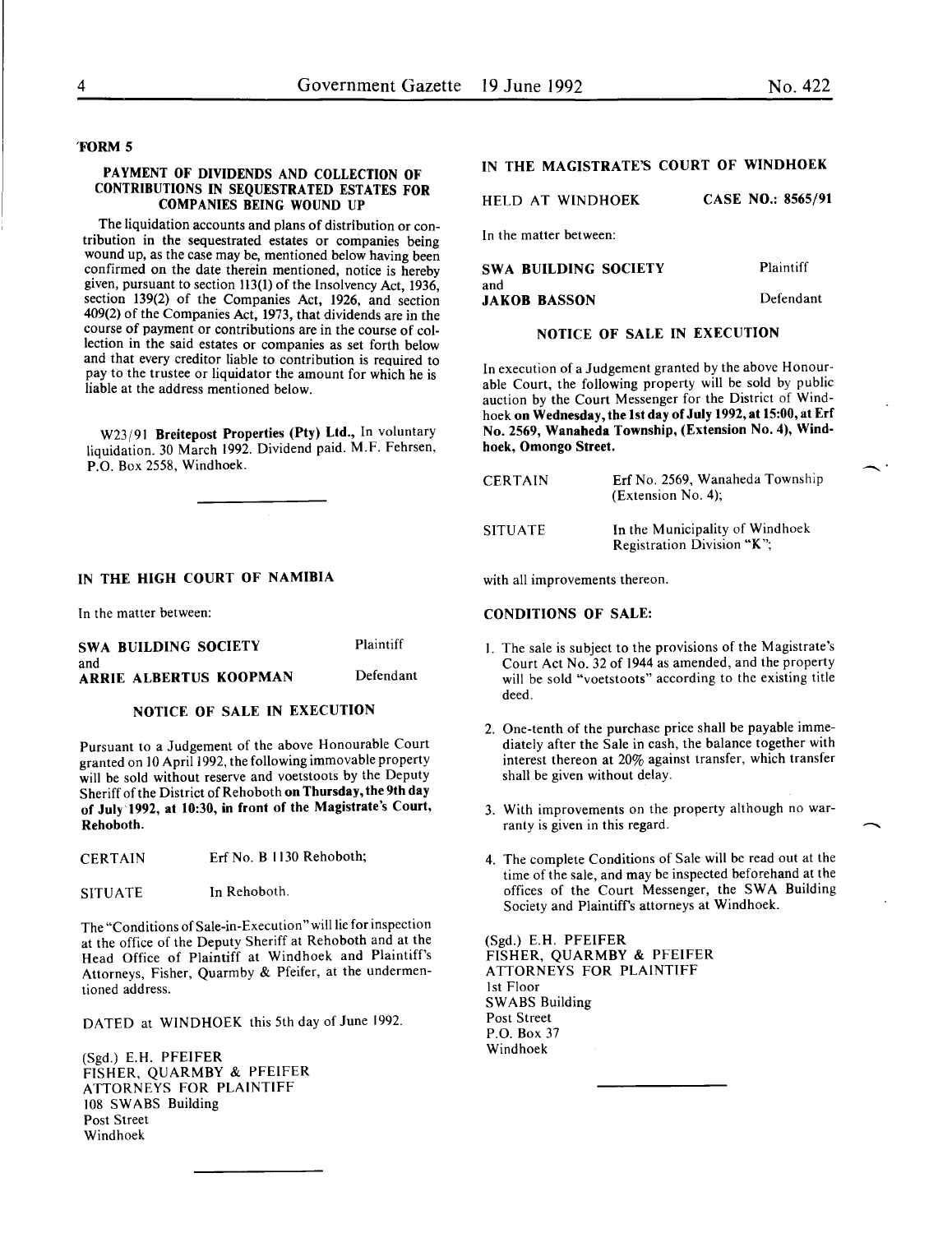FORM 5

## PAYMENT OF DIVIDENDS AND COLLECTION OF CONTRIBUTIONS IN SEQUESTRATED ESTATES FOR COMPANIES BEING WOUND UP

The liquidation accounts and plans of distribution or contribution in the sequestrated estates or companies being wound up, as the case may be, mentioned below having been confirmed on the date therein mentioned, notice is hereby given, pursuant to section 113(1) of the Insolvency Act, 1936, section 139(2) of the Companies Act, 1926, and section 409(2) of the Companies Act, 1973, that dividends are in the course of payment or contributions are in the course of collection in the said estates or companies as set forth below and that every creditor liable to contribution is required to pay to the trustee or liquidator the amount for which he is liable at the address mentioned below.

W23/91 **Breitepost Properties (Pty) Ltd.,** In voluntary liquidation. 30 March 1992. Dividend paid. M.F. Fehrsen, P.O. Box 2558, Windhoek.

---

## IN THE HIGH COURT OF NAMIBIA

In the matter between:

| | |
|---|---|
| **SWA BUILDING SOCIETY** | Plaintiff |
| and | |
| **ARRIE ALBERTUS KOOPMAN** | Defendant |

### NOTICE OF SALE IN EXECUTION

Pursuant to a Judgement of the above Honourable Court granted on 10 April 1992, the following immovable property will be sold without reserve and voetstoots by the Deputy Sheriff of the District of Rehoboth **on Thursday, the 9th day of July 1992, at 10:30, in front of the Magistrate's Court, Rehoboth.**

| | |
|---|---|
| CERTAIN | Erf No. B 1130 Rehoboth; |
| SITUATE | In Rehoboth. |

The "Conditions of Sale-in-Execution" will lie for inspection at the office of the Deputy Sheriff at Rehoboth and at the Head Office of Plaintiff at Windhoek and Plaintiff's Attorneys, Fisher, Quarmby & Pfeifer, at the undermentioned address.

DATED at WINDHOEK this 5th day of June 1992.

(Sgd.) E.H. PFEIFER
FISHER, QUARMBY & PFEIFER
ATTORNEYS FOR PLAINTIFF
108 SWABS Building
Post Street
Windhoek

---

## IN THE MAGISTRATE'S COURT OF WINDHOEK

HELD AT WINDHOEK **CASE NO.: 8565/91**

In the matter between:

| | |
|---|---|
| **SWA BUILDING SOCIETY** | Plaintiff |
| and | |
| **JAKOB BASSON** | Defendant |

### NOTICE OF SALE IN EXECUTION

In execution of a Judgement granted by the above Honourable Court, the following property will be sold by public auction by the Court Messenger for the District of Windhoek **on Wednesday, the 1st day of July 1992, at 15:00, at Erf No. 2569, Wanaheda Township, (Extension No. 4), Windhoek, Omongo Street.**

| | |
|---|---|
| CERTAIN | Erf No. 2569, Wanaheda Township (Extension No. 4); |
| SITUATE | In the Municipality of Windhoek Registration Division "K"; |

with all improvements thereon.

**CONDITIONS OF SALE:**

1. The sale is subject to the provisions of the Magistrate's Court Act No. 32 of 1944 as amended, and the property will be sold "voetstoots" according to the existing title deed.
2. One-tenth of the purchase price shall be payable immediately after the Sale in cash, the balance together with interest thereon at 20% against transfer, which transfer shall be given without delay.
3. With improvements on the property although no warranty is given in this regard.
4. The complete Conditions of Sale will be read out at the time of the sale, and may be inspected beforehand at the offices of the Court Messenger, the SWA Building Society and Plaintiff's attorneys at Windhoek.

(Sgd.) E.H. PFEIFER
FISHER, QUARMBY & PFEIFER
ATTORNEYS FOR PLAINTIFF
1st Floor
SWABS Building
Post Street
P.O. Box 37
Windhoek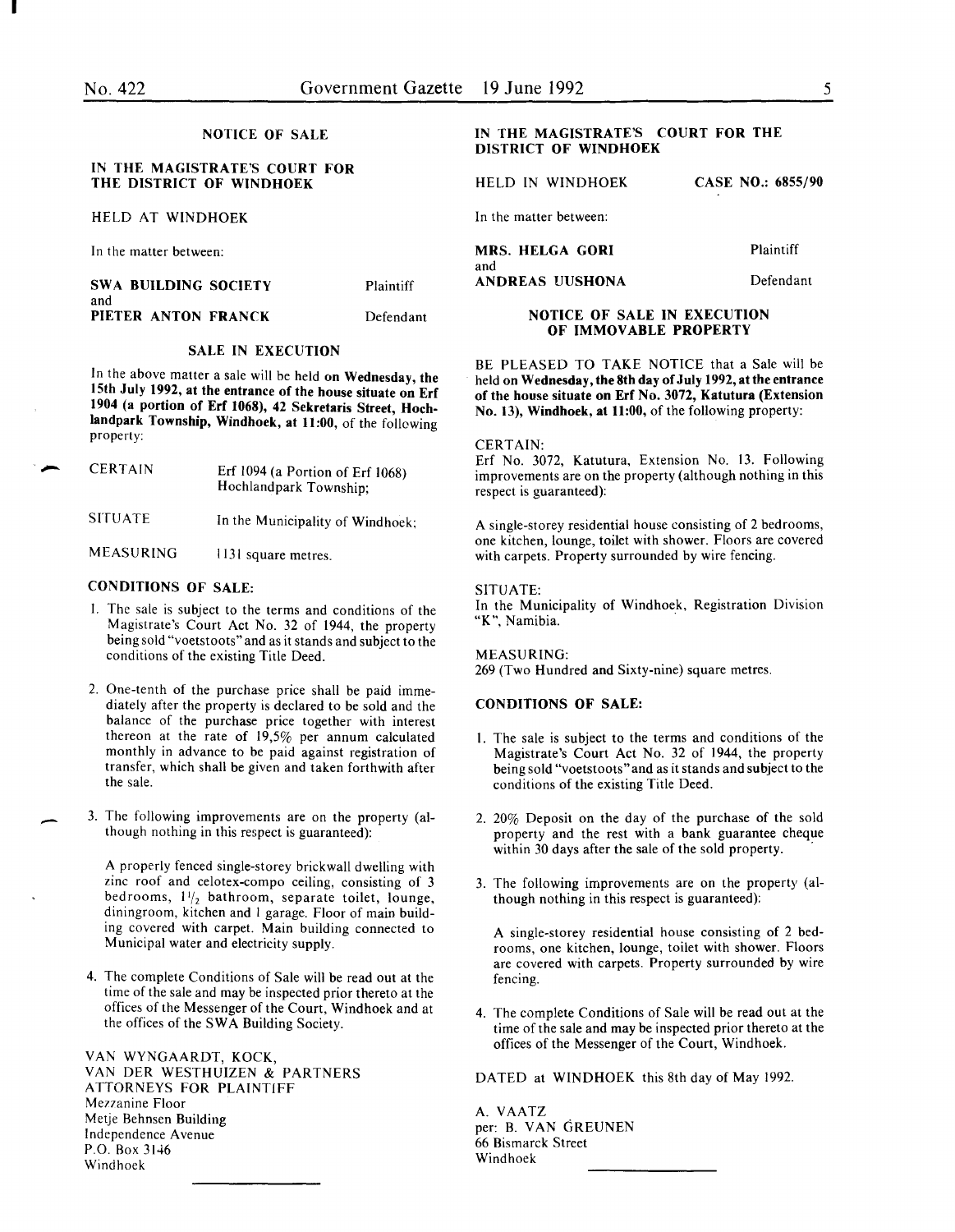## NOTICE OF SALE

**IN THE MAGISTRATE'S COURT FOR THE DISTRICT OF WINDHOEK**

HELD AT WINDHOEK

In the matter between:

| | |
|---|---|
| **SWA BUILDING SOCIETY** | Plaintiff |
| and | |
| **PIETER ANTON FRANCK** | Defendant |

### SALE IN EXECUTION

In the above matter a sale will be held **on Wednesday, the 15th July 1992, at the entrance of the house situate on Erf 1904 (a portion of Erf 1068), 42 Sekretaris Street, Hochlandpark Township, Windhoek, at 11:00,** of the following property:

| | |
|---|---|
| CERTAIN | Erf 1094 (a Portion of Erf 1068) Hochlandpark Township; |
| SITUATE | In the Municipality of Windhoek; |
| MEASURING | 1131 square metres. |

**CONDITIONS OF SALE:**

1. The sale is subject to the terms and conditions of the Magistrate's Court Act No. 32 of 1944, the property being sold "voetstoots" and as it stands and subject to the conditions of the existing Title Deed.

2. One-tenth of the purchase price shall be paid immediately after the property is declared to be sold and the balance of the purchase price together with interest thereon at the rate of 19,5% per annum calculated monthly in advance to be paid against registration of transfer, which shall be given and taken forthwith after the sale.

3. The following improvements are on the property (although nothing in this respect is guaranteed):

   A properly fenced single-storey brickwall dwelling with zinc roof and celotex-compo ceiling, consisting of 3 bedrooms, 1½ bathroom, separate toilet, lounge, diningroom, kitchen and 1 garage. Floor of main building covered with carpet. Main building connected to Municipal water and electricity supply.

4. The complete Conditions of Sale will be read out at the time of the sale and may be inspected prior thereto at the offices of the Messenger of the Court, Windhoek and at the offices of the SWA Building Society.

VAN WYNGAARDT, KOCK,
VAN DER WESTHUIZEN & PARTNERS
ATTORNEYS FOR PLAINTIFF
Mezzanine Floor
Metje Behnsen Building
Independence Avenue
P.O. Box 3146
Windhoek

---

**IN THE MAGISTRATE'S COURT FOR THE DISTRICT OF WINDHOEK**

HELD IN WINDHOEK **CASE NO.: 6855/90**

In the matter between:

| | |
|---|---|
| **MRS. HELGA GORI** | Plaintiff |
| and | |
| **ANDREAS UUSHONA** | Defendant |

### NOTICE OF SALE IN EXECUTION OF IMMOVABLE PROPERTY

BE PLEASED TO TAKE NOTICE that a Sale will be held **on Wednesday, the 8th day of July 1992, at the entrance of the house situate on Erf No. 3072, Katutura (Extension No. 13), Windhoek, at 11:00,** of the following property:

CERTAIN:
Erf No. 3072, Katutura, Extension No. 13. Following improvements are on the property (although nothing in this respect is guaranteed):

A single-storey residential house consisting of 2 bedrooms, one kitchen, lounge, toilet with shower. Floors are covered with carpets. Property surrounded by wire fencing.

SITUATE:
In the Municipality of Windhoek, Registration Division "K", Namibia.

MEASURING:
269 (Two Hundred and Sixty-nine) square metres.

**CONDITIONS OF SALE:**

1. The sale is subject to the terms and conditions of the Magistrate's Court Act No. 32 of 1944, the property being sold "voetstoots" and as it stands and subject to the conditions of the existing Title Deed.

2. 20% Deposit on the day of the purchase of the sold property and the rest with a bank guarantee cheque within 30 days after the sale of the sold property.

3. The following improvements are on the property (although nothing in this respect is guaranteed):

   A single-storey residential house consisting of 2 bedrooms, one kitchen, lounge, toilet with shower. Floors are covered with carpets. Property surrounded by wire fencing.

4. The complete Conditions of Sale will be read out at the time of the sale and may be inspected prior thereto at the offices of the Messenger of the Court, Windhoek.

DATED at WINDHOEK this 8th day of May 1992.

A. VAATZ
per: B. VAN GREUNEN
66 Bismarck Street
Windhoek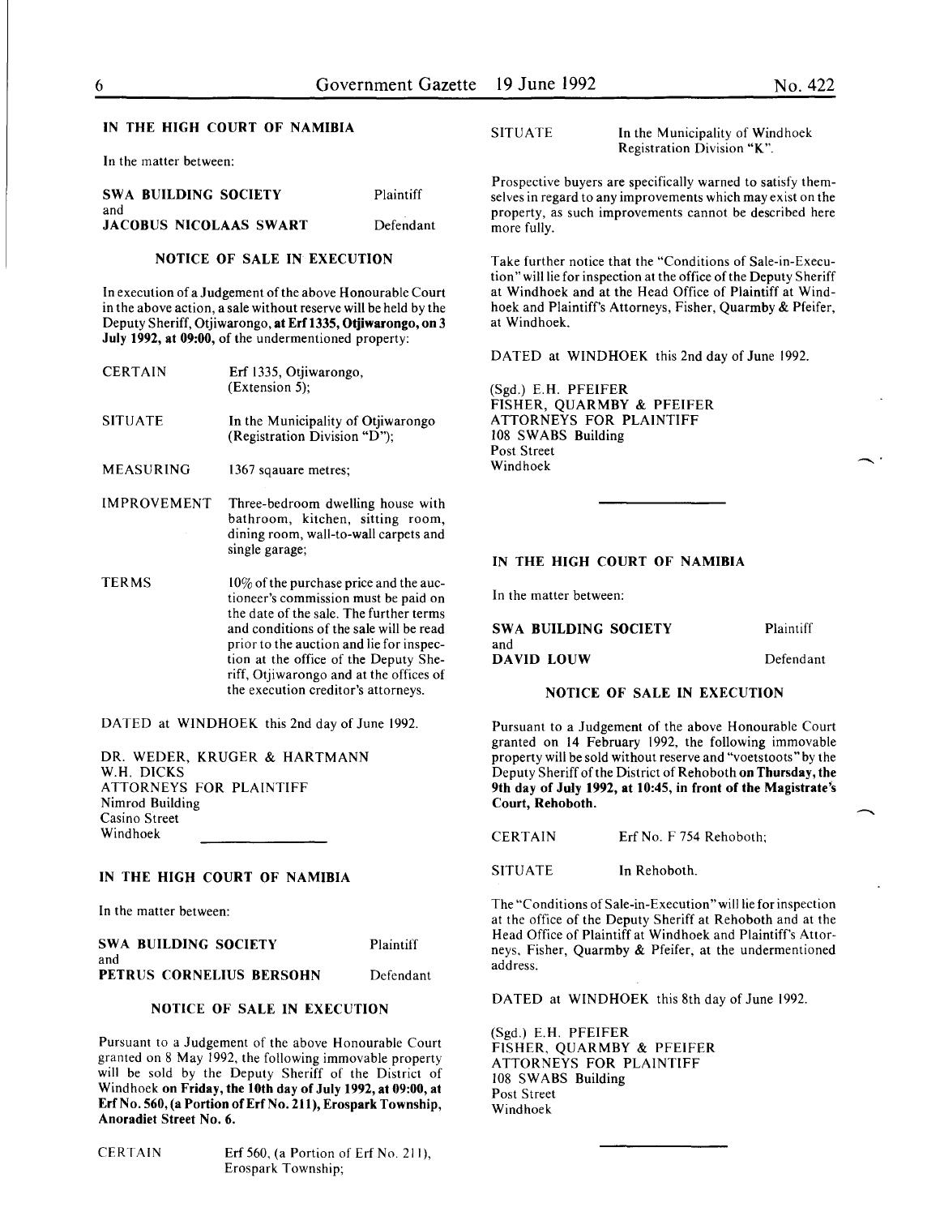**IN THE HIGH COURT OF NAMIBIA**

In the matter between:

| | |
|---|---|
| **SWA BUILDING SOCIETY** | Plaintiff |
| and | |
| **JACOBUS NICOLAAS SWART** | Defendant |

**NOTICE OF SALE IN EXECUTION**

In execution of a Judgement of the above Honourable Court in the above action, a sale without reserve will be held by the Deputy Sheriff, Otjiwarongo, **at Erf 1335, Otjiwarongo, on 3 July 1992, at 09:00,** of the undermentioned property:

| | |
|---|---|
| CERTAIN | Erf 1335, Otjiwarongo, (Extension 5); |
| SITUATE | In the Municipality of Otjiwarongo (Registration Division "D"); |
| MEASURING | 1367 sqauare metres; |
| IMPROVEMENT | Three-bedroom dwelling house with bathroom, kitchen, sitting room, dining room, wall-to-wall carpets and single garage; |
| TERMS | 10% of the purchase price and the auctioneer's commission must be paid on the date of the sale. The further terms and conditions of the sale will be read prior to the auction and lie for inspection at the office of the Deputy Sheriff, Otjiwarongo and at the offices of the execution creditor's attorneys. |

DATED at WINDHOEK this 2nd day of June 1992.

DR. WEDER, KRUGER & HARTMANN
W.H. DICKS
ATTORNEYS FOR PLAINTIFF
Nimrod Building
Casino Street
Windhoek

**IN THE HIGH COURT OF NAMIBIA**

In the matter between:

| | |
|---|---|
| **SWA BUILDING SOCIETY** | Plaintiff |
| and | |
| **PETRUS CORNELIUS BERSOHN** | Defendant |

**NOTICE OF SALE IN EXECUTION**

Pursuant to a Judgement of the above Honourable Court granted on 8 May 1992, the following immovable property will be sold by the Deputy Sheriff of the District of Windhoek **on Friday, the 10th day of July 1992, at 09:00, at Erf No. 560, (a Portion of Erf No. 211), Erospark Township, Anoradiet Street No. 6.**

| | |
|---|---|
| CERTAIN | Erf 560, (a Portion of Erf No. 211), Erospark Township; |
| SITUATE | In the Municipality of Windhoek Registration Division "K". |

Prospective buyers are specifically warned to satisfy themselves in regard to any improvements which may exist on the property, as such improvements cannot be described here more fully.

Take further notice that the "Conditions of Sale-in-Execution" will lie for inspection at the office of the Deputy Sheriff at Windhoek and at the Head Office of Plaintiff at Windhoek and Plaintiff's Attorneys, Fisher, Quarmby & Pfeifer, at Windhoek.

DATED at WINDHOEK this 2nd day of June 1992.

(Sgd.) E.H. PFEIFER
FISHER, QUARMBY & PFEIFER
ATTORNEYS FOR PLAINTIFF
108 SWABS Building
Post Street
Windhoek

**IN THE HIGH COURT OF NAMIBIA**

In the matter between:

| | |
|---|---|
| **SWA BUILDING SOCIETY** | Plaintiff |
| and | |
| **DAVID LOUW** | Defendant |

**NOTICE OF SALE IN EXECUTION**

Pursuant to a Judgement of the above Honourable Court granted on 14 February 1992, the following immovable property will be sold without reserve and "voetstoots" by the Deputy Sheriff of the District of Rehoboth **on Thursday, the 9th day of July 1992, at 10:45, in front of the Magistrate's Court, Rehoboth.**

| | |
|---|---|
| CERTAIN | Erf No. F 754 Rehoboth; |
| SITUATE | In Rehoboth. |

The "Conditions of Sale-in-Execution" will lie for inspection at the office of the Deputy Sheriff at Rehoboth and at the Head Office of Plaintiff at Windhoek and Plaintiff's Attorneys, Fisher, Quarmby & Pfeifer, at the undermentioned address.

DATED at WINDHOEK this 8th day of June 1992.

(Sgd.) E.H. PFEIFER
FISHER, QUARMBY & PFEIFER
ATTORNEYS FOR PLAINTIFF
108 SWABS Building
Post Street
Windhoek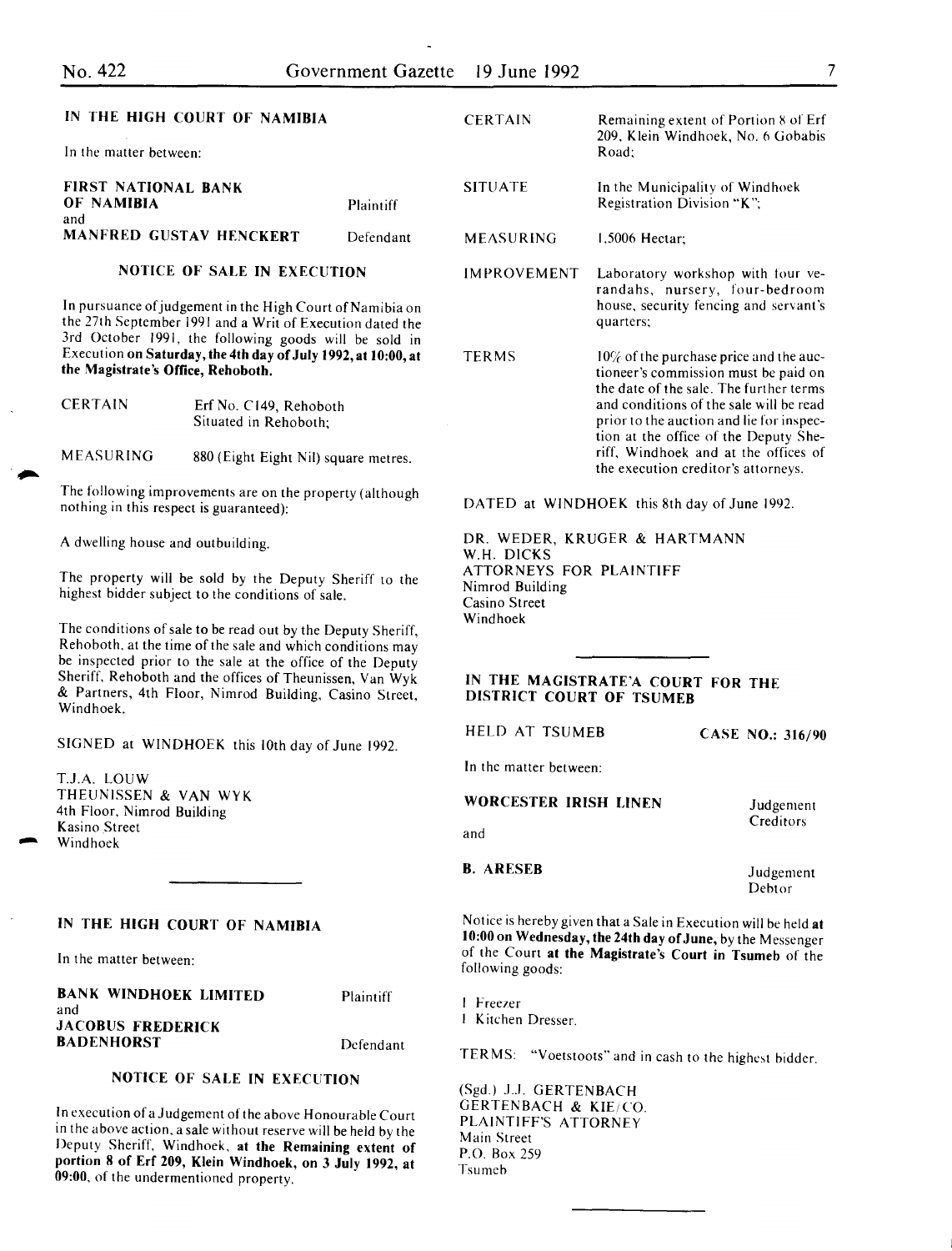IN THE HIGH COURT OF NAMIBIA

In the matter between:

| | |
|---|---|
| **FIRST NATIONAL BANK OF NAMIBIA** | Plaintiff |
| and | |
| **MANFRED GUSTAV HENCKERT** | Defendant |

### NOTICE OF SALE IN EXECUTION

In pursuance of judgement in the High Court of Namibia on the 27th September 1991 and a Writ of Execution dated the 3rd October 1991, the following goods will be sold in Execution **on Saturday, the 4th day of July 1992, at 10:00, at the Magistrate's Office, Rehoboth.**

| | |
|---|---|
| CERTAIN | Erf No. C149, Rehoboth Situated in Rehoboth; |
| MEASURING | 880 (Eight Eight Nil) square metres. |

The following improvements are on the property (although nothing in this respect is guaranteed):

A dwelling house and outbuilding.

The property will be sold by the Deputy Sheriff to the highest bidder subject to the conditions of sale.

The conditions of sale to be read out by the Deputy Sheriff, Rehoboth, at the time of the sale and which conditions may be inspected prior to the sale at the office of the Deputy Sheriff, Rehoboth and the offices of Theunissen, Van Wyk & Partners, 4th Floor, Nimrod Building, Casino Street, Windhoek.

SIGNED at WINDHOEK this 10th day of June 1992.

T.J.A. LOUW
THEUNISSEN & VAN WYK
4th Floor, Nimrod Building
Kasino Street
Windhoek

---

IN THE HIGH COURT OF NAMIBIA

In the matter between:

| | |
|---|---|
| **BANK WINDHOEK LIMITED** | Plaintiff |
| and | |
| **JACOBUS FREDERICK BADENHORST** | Defendant |

### NOTICE OF SALE IN EXECUTION

In execution of a Judgement of the above Honourable Court in the above action, a sale without reserve will be held by the Deputy Sheriff, Windhoek, **at the Remaining extent of portion 8 of Erf 209, Klein Windhoek, on 3 July 1992, at 09:00,** of the undermentioned property.

| | |
|---|---|
| CERTAIN | Remaining extent of Portion 8 of Erf 209, Klein Windhoek, No. 6 Gobabis Road; |
| SITUATE | In the Municipality of Windhoek Registration Division "K"; |
| MEASURING | 1,5006 Hectar; |
| IMPROVEMENT | Laboratory workshop with four verandahs, nursery, four-bedroom house, security fencing and servant's quarters; |
| TERMS | 10% of the purchase price and the auctioneer's commission must be paid on the date of the sale. The further terms and conditions of the sale will be read prior to the auction and lie for inspection at the office of the Deputy Sheriff, Windhoek and at the offices of the execution creditor's attorneys. |

DATED at WINDHOEK this 8th day of June 1992.

DR. WEDER, KRUGER & HARTMANN
W.H. DICKS
ATTORNEYS FOR PLAINTIFF
Nimrod Building
Casino Street
Windhoek

---

IN THE MAGISTRATE'A COURT FOR THE DISTRICT COURT OF TSUMEB

HELD AT TSUMEB — **CASE NO.: 316/90**

In the matter between:

| | |
|---|---|
| **WORCESTER IRISH LINEN** | Judgement Creditors |
| and | |
| **B. ARESEB** | Judgement Debtor |

Notice is hereby given that a Sale in Execution will be held **at 10:00 on Wednesday, the 24th day of June,** by the Messenger of the Court **at the Magistrate's Court in Tsumeb** of the following goods:

1 Freezer
1 Kitchen Dresser.

TERMS: "Voetstoots" and in cash to the highest bidder.

(Sgd.) J.J. GERTENBACH
GERTENBACH & KIE/CO.
PLAINTIFF'S ATTORNEY
Main Street
P.O. Box 259
Tsumeb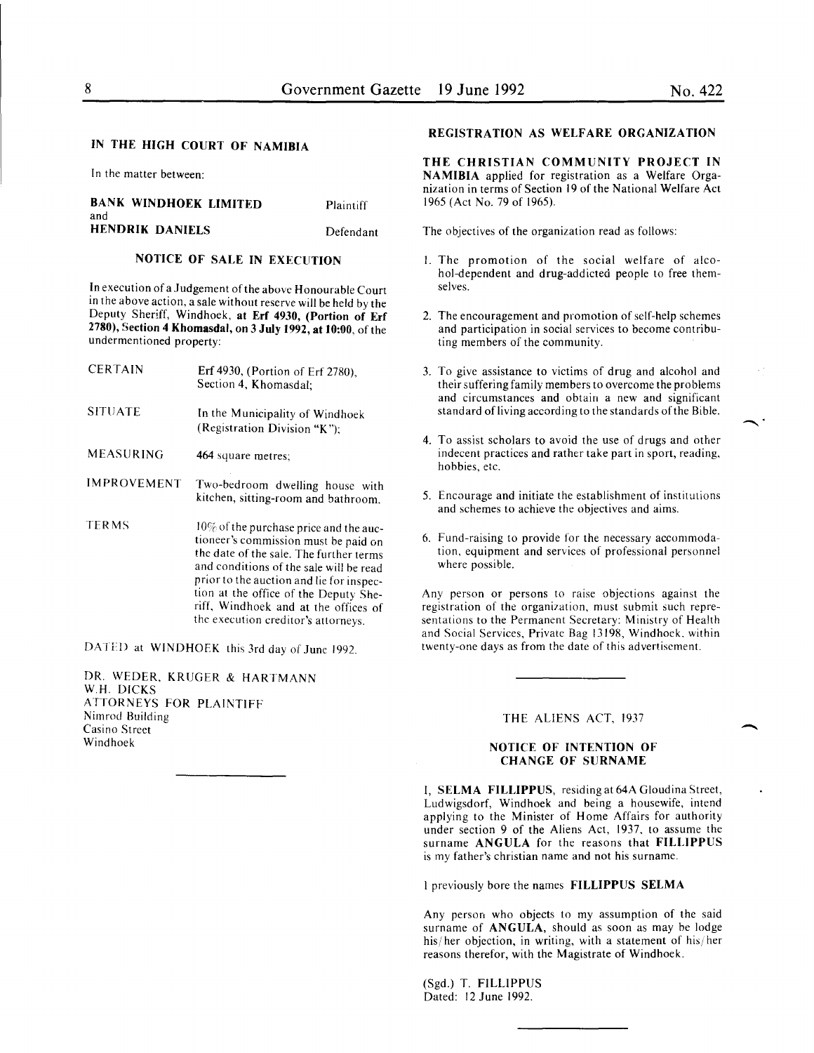## IN THE HIGH COURT OF NAMIBIA

In the matter between:

| | |
|---|---|
| **BANK WINDHOEK LIMITED** | Plaintiff |
| and | |
| **HENDRIK DANIELS** | Defendant |

### NOTICE OF SALE IN EXECUTION

In execution of a Judgement of the above Honourable Court in the above action, a sale without reserve will be held by the Deputy Sheriff, Windhoek, **at Erf 4930, (Portion of Erf 2780), Section 4 Khomasdal, on 3 July 1992, at 10:00**, of the undermentioned property:

| | |
|---|---|
| CERTAIN | Erf 4930, (Portion of Erf 2780), Section 4, Khomasdal; |
| SITUATE | In the Municipality of Windhoek (Registration Division "K"); |
| MEASURING | 464 square metres; |
| IMPROVEMENT | Two-bedroom dwelling house with kitchen, sitting-room and bathroom. |
| TERMS | 10% of the purchase price and the auctioneer's commission must be paid on the date of the sale. The further terms and conditions of the sale will be read prior to the auction and lie for inspection at the office of the Deputy Sheriff, Windhoek and at the offices of the execution creditor's attorneys. |

DATED at WINDHOEK this 3rd day of June 1992.

DR. WEDER, KRUGER & HARTMANN
W.H. DICKS
ATTORNEYS FOR PLAINTIFF
Nimrod Building
Casino Street
Windhoek

---

## REGISTRATION AS WELFARE ORGANIZATION

**THE CHRISTIAN COMMUNITY PROJECT IN NAMIBIA** applied for registration as a Welfare Organization in terms of Section 19 of the National Welfare Act 1965 (Act No. 79 of 1965).

The objectives of the organization read as follows:

1. The promotion of the social welfare of alcohol-dependent and drug-addicted people to free themselves.
2. The encouragement and promotion of self-help schemes and participation in social services to become contributing members of the community.
3. To give assistance to victims of drug and alcohol and their suffering family members to overcome the problems and circumstances and obtain a new and significant standard of living according to the standards of the Bible.
4. To assist scholars to avoid the use of drugs and other indecent practices and rather take part in sport, reading, hobbies, etc.
5. Encourage and initiate the establishment of institutions and schemes to achieve the objectives and aims.
6. Fund-raising to provide for the necessary accommodation, equipment and services of professional personnel where possible.

Any person or persons to raise objections against the registration of the organization, must submit such representations to the Permanent Secretary: Ministry of Health and Social Services, Private Bag 13198, Windhoek, within twenty-one days as from the date of this advertisement.

---

### THE ALIENS ACT, 1937

### NOTICE OF INTENTION OF CHANGE OF SURNAME

I, **SELMA FILLIPPUS**, residing at 64A Gloudina Street, Ludwigsdorf, Windhoek and being a housewife, intend applying to the Minister of Home Affairs for authority under section 9 of the Aliens Act, 1937, to assume the surname **ANGULA** for the reasons that **FILLIPPUS** is my father's christian name and not his surname.

I previously bore the names **FILLIPPUS SELMA**

Any person who objects to my assumption of the said surname of **ANGULA**, should as soon as may be lodge his/her objection, in writing, with a statement of his/her reasons therefor, with the Magistrate of Windhoek.

(Sgd.) T. FILLIPPUS
Dated: 12 June 1992.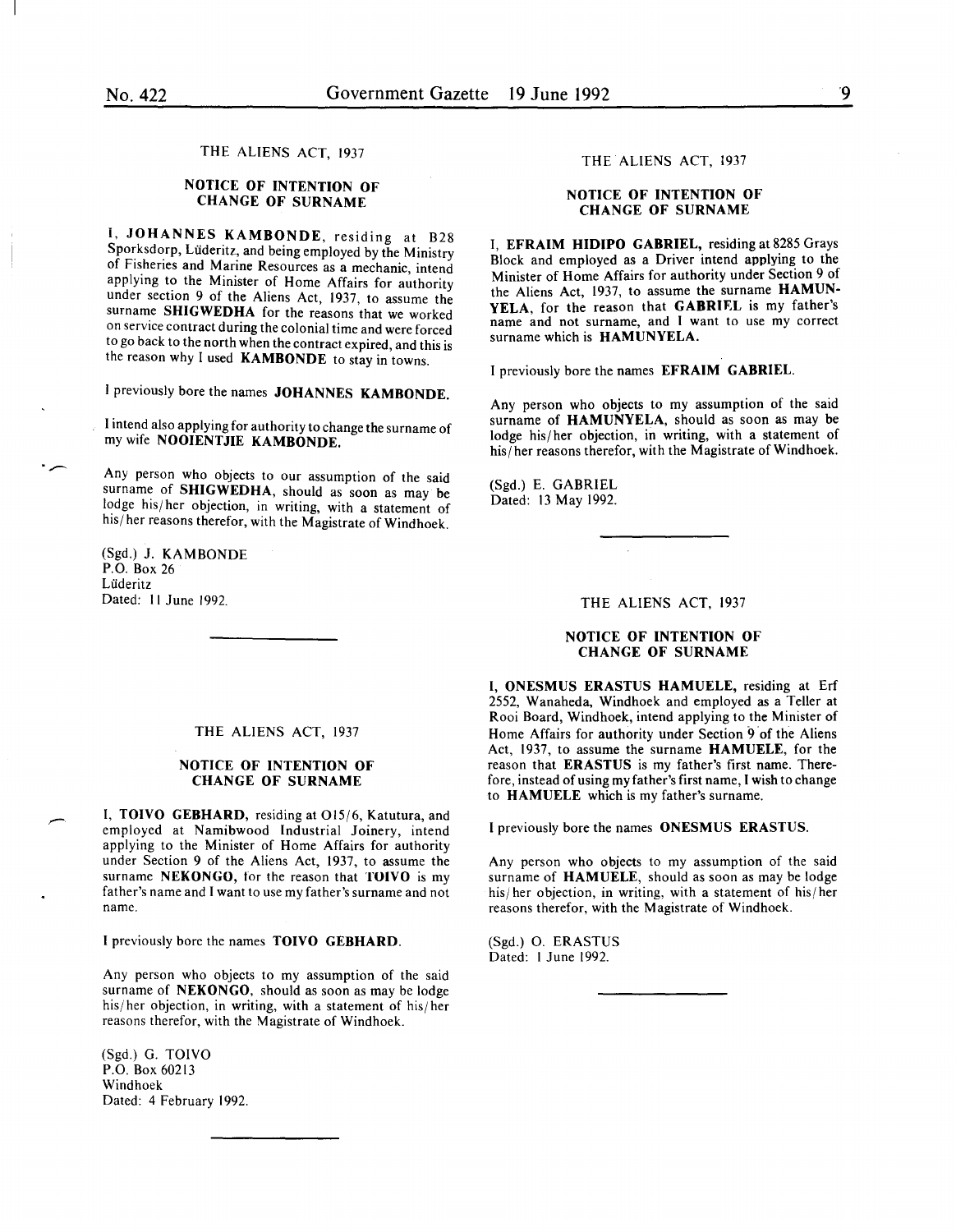THE ALIENS ACT, 1937

**NOTICE OF INTENTION OF CHANGE OF SURNAME**

I, **JOHANNES KAMBONDE**, residing at B28 Sporksdorp, Lüderitz, and being employed by the Ministry of Fisheries and Marine Resources as a mechanic, intend applying to the Minister of Home Affairs for authority under section 9 of the Aliens Act, 1937, to assume the surname **SHIGWEDHA** for the reasons that we worked on service contract during the colonial time and were forced to go back to the north when the contract expired, and this is the reason why I used **KAMBONDE** to stay in towns.

I previously bore the names **JOHANNES KAMBONDE.**

I intend also applying for authority to change the surname of my wife **NOOIENTJIE KAMBONDE.**

Any person who objects to our assumption of the said surname of **SHIGWEDHA**, should as soon as may be lodge his/her objection, in writing, with a statement of his/her reasons therefor, with the Magistrate of Windhoek.

(Sgd.) J. KAMBONDE
P.O. Box 26
Lüderitz
Dated: 11 June 1992.

---

THE ALIENS ACT, 1937

**NOTICE OF INTENTION OF CHANGE OF SURNAME**

I, **TOIVO GEBHARD**, residing at O15/6, Katutura, and employed at Namibwood Industrial Joinery, intend applying to the Minister of Home Affairs for authority under Section 9 of the Aliens Act, 1937, to assume the surname **NEKONGO**, for the reason that **TOIVO** is my father's name and I want to use my father's surname and not name.

I previously bore the names **TOIVO GEBHARD**.

Any person who objects to my assumption of the said surname of **NEKONGO**, should as soon as may be lodge his/her objection, in writing, with a statement of his/her reasons therefor, with the Magistrate of Windhoek.

(Sgd.) G. TOIVO
P.O. Box 60213
Windhoek
Dated: 4 February 1992.

---

THE ALIENS ACT, 1937

**NOTICE OF INTENTION OF CHANGE OF SURNAME**

I, **EFRAIM HIDIPO GABRIEL**, residing at 8285 Grays Block and employed as a Driver intend applying to the Minister of Home Affairs for authority under Section 9 of the Aliens Act, 1937, to assume the surname **HAMUNYELA**, for the reason that **GABRIEL** is my father's name and not surname, and I want to use my correct surname which is **HAMUNYELA.**

I previously bore the names **EFRAIM GABRIEL**.

Any person who objects to my assumption of the said surname of **HAMUNYELA**, should as soon as may be lodge his/her objection, in writing, with a statement of his/her reasons therefor, with the Magistrate of Windhoek.

(Sgd.) E. GABRIEL
Dated: 13 May 1992.

---

THE ALIENS ACT, 1937

**NOTICE OF INTENTION OF CHANGE OF SURNAME**

I, **ONESMUS ERASTUS HAMUELE**, residing at Erf 2552, Wanaheda, Windhoek and employed as a Teller at Rooi Board, Windhoek, intend applying to the Minister of Home Affairs for authority under Section 9 of the Aliens Act, 1937, to assume the surname **HAMUELE**, for the reason that **ERASTUS** is my father's first name. Therefore, instead of using my father's first name, I wish to change to **HAMUELE** which is my father's surname.

I previously bore the names **ONESMUS ERASTUS**.

Any person who objects to my assumption of the said surname of **HAMUELE**, should as soon as may be lodge his/her objection, in writing, with a statement of his/her reasons therefor, with the Magistrate of Windhoek.

(Sgd.) O. ERASTUS
Dated: 1 June 1992.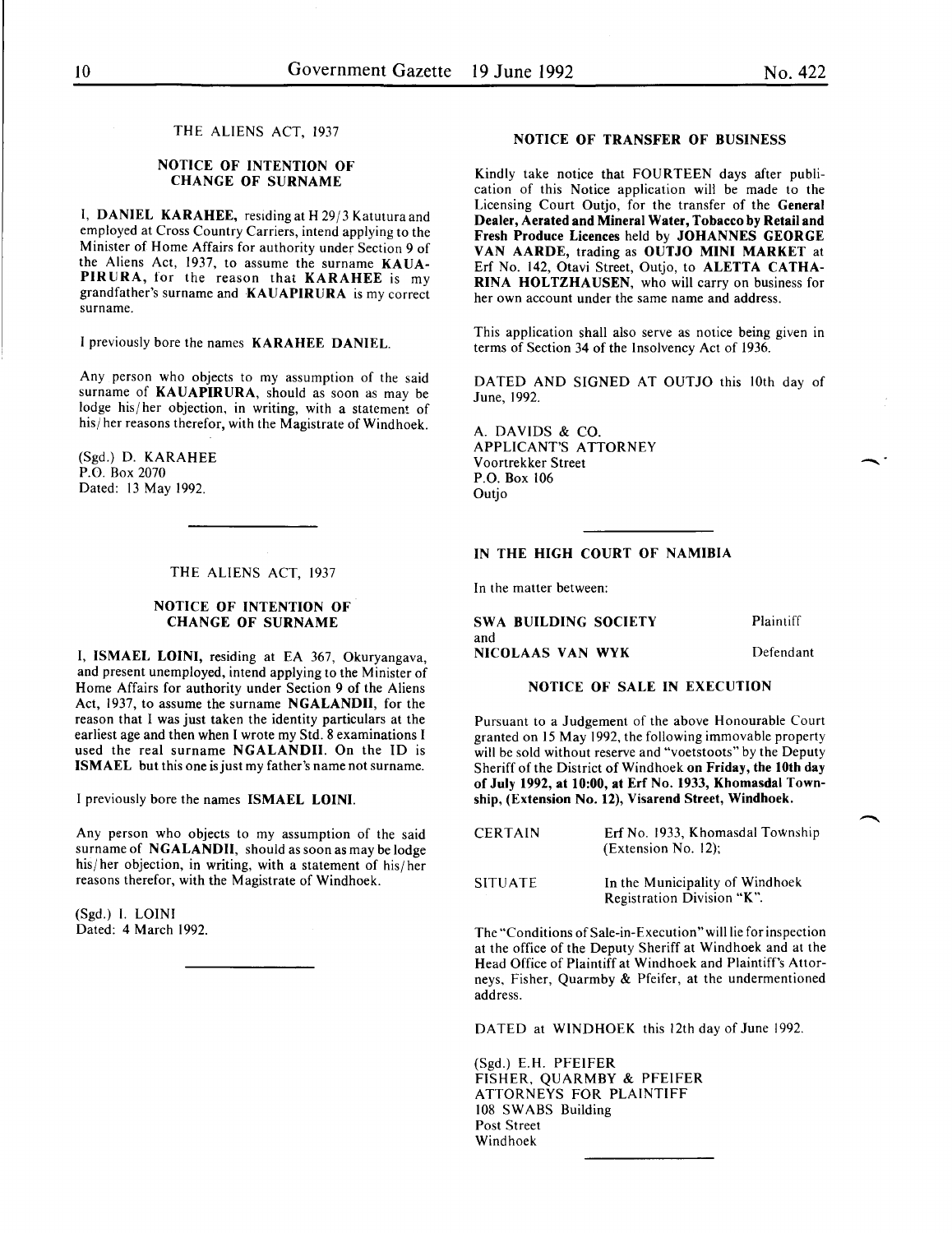THE ALIENS ACT, 1937

**NOTICE OF INTENTION OF CHANGE OF SURNAME**

I, **DANIEL KARAHEE,** residing at H 29/3 Katutura and employed at Cross Country Carriers, intend applying to the Minister of Home Affairs for authority under Section 9 of the Aliens Act, 1937, to assume the surname **KAUAPIRURA,** for the reason that **KARAHEE** is my grandfather's surname and **KAUAPIRURA** is my correct surname.

I previously bore the names **KARAHEE DANIEL.**

Any person who objects to my assumption of the said surname of **KAUAPIRURA,** should as soon as may be lodge his/her objection, in writing, with a statement of his/her reasons therefor, with the Magistrate of Windhoek.

(Sgd.) D. KARAHEE
P.O. Box 2070
Dated: 13 May 1992.

---

THE ALIENS ACT, 1937

**NOTICE OF INTENTION OF CHANGE OF SURNAME**

I, **ISMAEL LOINI,** residing at EA 367, Okuryangava, and present unemployed, intend applying to the Minister of Home Affairs for authority under Section 9 of the Aliens Act, 1937, to assume the surname **NGALANDII,** for the reason that I was just taken the identity particulars at the earliest age and then when I wrote my Std. 8 examinations I used the real surname **NGALANDII.** On the ID is **ISMAEL** but this one is just my father's name not surname.

I previously bore the names **ISMAEL LOINI.**

Any person who objects to my assumption of the said surname of **NGALANDII,** should as soon as may be lodge his/her objection, in writing, with a statement of his/her reasons therefor, with the Magistrate of Windhoek.

(Sgd.) I. LOINI
Dated: 4 March 1992.

---

**NOTICE OF TRANSFER OF BUSINESS**

Kindly take notice that FOURTEEN days after publication of this Notice application will be made to the Licensing Court Outjo, for the transfer of the **General Dealer, Aerated and Mineral Water, Tobacco by Retail and Fresh Produce Licences** held by **JOHANNES GEORGE VAN AARDE,** trading as **OUTJO MINI MARKET** at Erf No. 142, Otavi Street, Outjo, to **ALETTA CATHARINA HOLTZHAUSEN,** who will carry on business for her own account under the same name and address.

This application shall also serve as notice being given in terms of Section 34 of the Insolvency Act of 1936.

DATED AND SIGNED AT OUTJO this 10th day of June, 1992.

A. DAVIDS & CO.
APPLICANT'S ATTORNEY
Voortrekker Street
P.O. Box 106
Outjo

---

**IN THE HIGH COURT OF NAMIBIA**

In the matter between:

**SWA BUILDING SOCIETY** — Plaintiff
and
**NICOLAAS VAN WYK** — Defendant

**NOTICE OF SALE IN EXECUTION**

Pursuant to a Judgement of the above Honourable Court granted on 15 May 1992, the following immovable property will be sold without reserve and "voetstoots" by the Deputy Sheriff of the District of Windhoek **on Friday, the 10th day of July 1992, at 10:00, at Erf No. 1933, Khomasdal Township, (Extension No. 12), Visarend Street, Windhoek.**

CERTAIN — Erf No. 1933, Khomasdal Township (Extension No. 12);

SITUATE — In the Municipality of Windhoek Registration Division "K".

The "Conditions of Sale-in-Execution" will lie for inspection at the office of the Deputy Sheriff at Windhoek and at the Head Office of Plaintiff at Windhoek and Plaintiff's Attorneys, Fisher, Quarmby & Pfeifer, at the undermentioned address.

DATED at WINDHOEK this 12th day of June 1992.

(Sgd.) E.H. PFEIFER
FISHER, QUARMBY & PFEIFER
ATTORNEYS FOR PLAINTIFF
108 SWABS Building
Post Street
Windhoek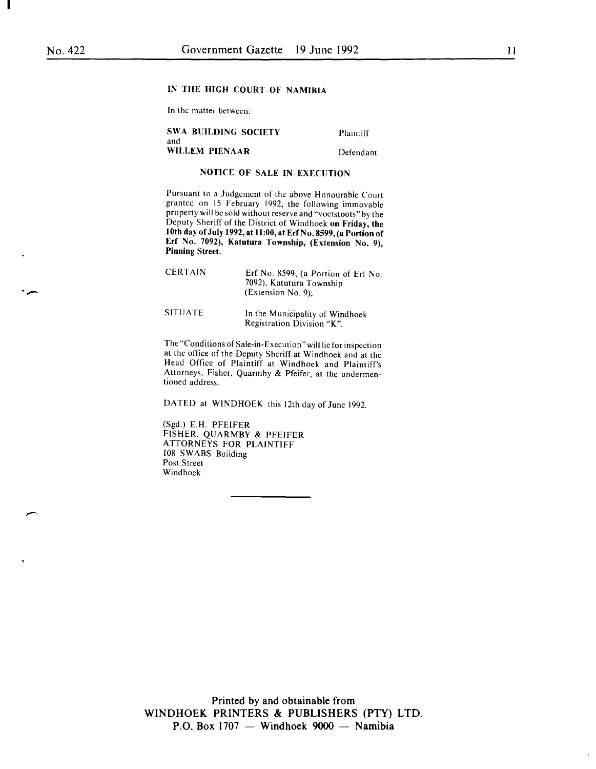## IN THE HIGH COURT OF NAMIBIA

In the matter between:

| | |
|---|---|
| **SWA BUILDING SOCIETY** | Plaintiff |
| and | |
| **WILLEM PIENAAR** | Defendant |

### NOTICE OF SALE IN EXECUTION

Pursuant to a Judgement of the above Honourable Court granted on 15 February 1992, the following immovable property will be sold without reserve and "voetstoots" by the Deputy Sheriff of the District of Windhoek **on Friday, the 10th day of July 1992, at 11:00, at Erf No. 8599, (a Portion of Erf No. 7092), Katutura Township, (Extension No. 9), Pinning Street.**

| | |
|---|---|
| CERTAIN | Erf No. 8599, (a Portion of Erf No. 7092), Katutura Township (Extension No. 9); |
| SITUATE | In the Municipality of Windhoek Registration Division "K". |

The "Conditions of Sale-in-Execution" will lie for inspection at the office of the Deputy Sheriff at Windhoek and at the Head Office of Plaintiff at Windhoek and Plaintiff's Attorneys, Fisher, Quarmby & Pfeifer, at the undermentioned address.

DATED at WINDHOEK this 12th day of June 1992.

(Sgd.) E.H. PFEIFER
FISHER, QUARMBY & PFEIFER
ATTORNEYS FOR PLAINTIFF
108 SWABS Building
Post Street
Windhoek

---

**Printed by and obtainable from**
**WINDHOEK PRINTERS & PUBLISHERS (PTY) LTD.**
**P.O. Box 1707 — Windhoek 9000 — Namibia**